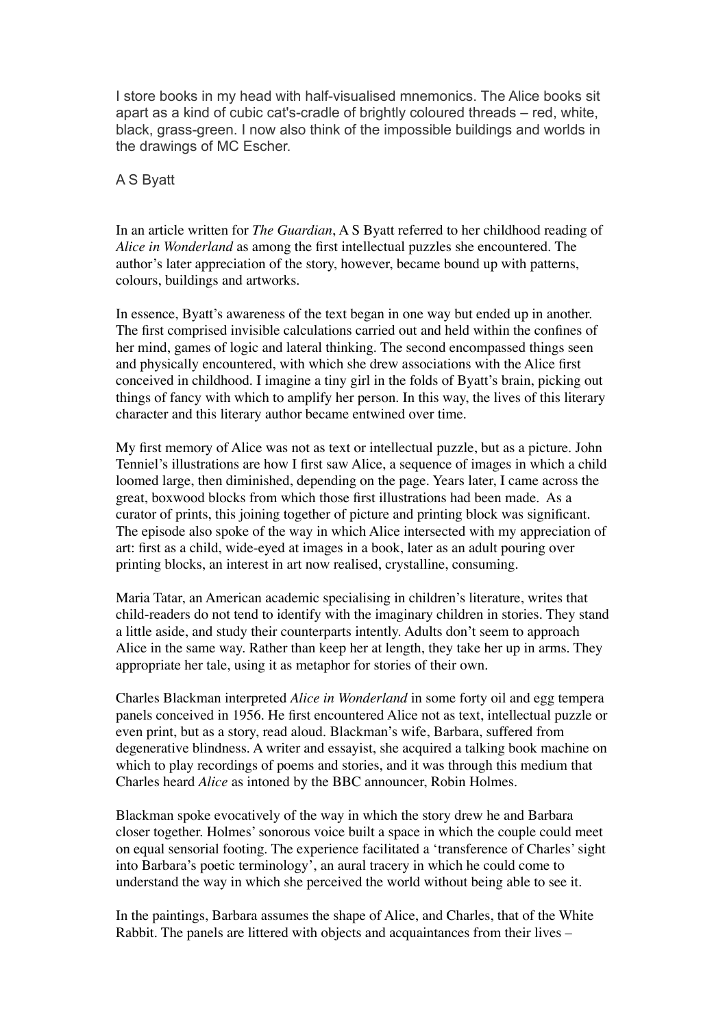I store books in my head with half-visualised mnemonics. The Alice books sit apart as a kind of cubic cat's-cradle of brightly coloured threads – red, white, black, grass-green. I now also think of the impossible buildings and worlds in the drawings of MC Escher.

A S Byatt

In an article written for *The Guardian*, A S Byatt referred to her childhood reading of *Alice in Wonderland* as among the first intellectual puzzles she encountered. The author's later appreciation of the story, however, became bound up with patterns, colours, buildings and artworks.

In essence, Byatt's awareness of the text began in one way but ended up in another. The first comprised invisible calculations carried out and held within the confines of her mind, games of logic and lateral thinking. The second encompassed things seen and physically encountered, with which she drew associations with the Alice first conceived in childhood. I imagine a tiny girl in the folds of Byatt's brain, picking out things of fancy with which to amplify her person. In this way, the lives of this literary character and this literary author became entwined over time.

My first memory of Alice was not as text or intellectual puzzle, but as a picture. John Tenniel's illustrations are how I first saw Alice, a sequence of images in which a child loomed large, then diminished, depending on the page. Years later, I came across the great, boxwood blocks from which those first illustrations had been made. As a curator of prints, this joining together of picture and printing block was significant. The episode also spoke of the way in which Alice intersected with my appreciation of art: first as a child, wide-eyed at images in a book, later as an adult pouring over printing blocks, an interest in art now realised, crystalline, consuming.

Maria Tatar, an American academic specialising in children's literature, writes that child-readers do not tend to identify with the imaginary children in stories. They stand a little aside, and study their counterparts intently. Adults don't seem to approach Alice in the same way. Rather than keep her at length, they take her up in arms. They appropriate her tale, using it as metaphor for stories of their own.

Charles Blackman interpreted *Alice in Wonderland* in some forty oil and egg tempera panels conceived in 1956. He first encountered Alice not as text, intellectual puzzle or even print, but as a story, read aloud. Blackman's wife, Barbara, suffered from degenerative blindness. A writer and essayist, she acquired a talking book machine on which to play recordings of poems and stories, and it was through this medium that Charles heard *Alice* as intoned by the BBC announcer, Robin Holmes.

Blackman spoke evocatively of the way in which the story drew he and Barbara closer together. Holmes' sonorous voice built a space in which the couple could meet on equal sensorial footing. The experience facilitated a 'transference of Charles' sight into Barbara's poetic terminology', an aural tracery in which he could come to understand the way in which she perceived the world without being able to see it.

In the paintings, Barbara assumes the shape of Alice, and Charles, that of the White Rabbit. The panels are littered with objects and acquaintances from their lives –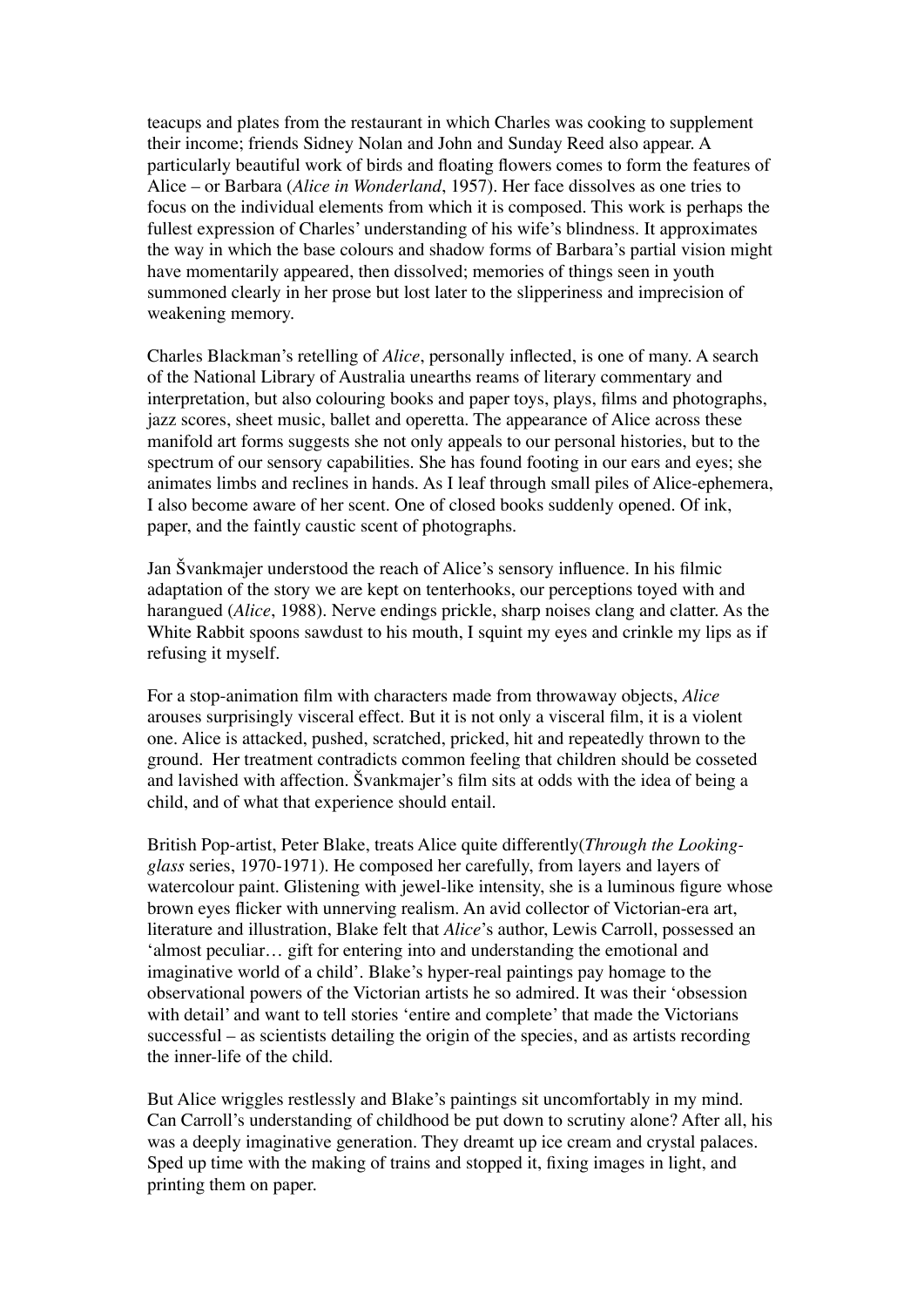teacups and plates from the restaurant in which Charles was cooking to supplement their income; friends Sidney Nolan and John and Sunday Reed also appear. A particularly beautiful work of birds and floating flowers comes to form the features of Alice – or Barbara (*Alice in Wonderland*, 1957). Her face dissolves as one tries to focus on the individual elements from which it is composed. This work is perhaps the fullest expression of Charles' understanding of his wife's blindness. It approximates the way in which the base colours and shadow forms of Barbara's partial vision might have momentarily appeared, then dissolved; memories of things seen in youth summoned clearly in her prose but lost later to the slipperiness and imprecision of weakening memory.

Charles Blackman's retelling of *Alice*, personally inflected, is one of many. A search of the National Library of Australia unearths reams of literary commentary and interpretation, but also colouring books and paper toys, plays, films and photographs, jazz scores, sheet music, ballet and operetta. The appearance of Alice across these manifold art forms suggests she not only appeals to our personal histories, but to the spectrum of our sensory capabilities. She has found footing in our ears and eyes; she animates limbs and reclines in hands. As I leaf through small piles of Alice-ephemera, I also become aware of her scent. One of closed books suddenly opened. Of ink, paper, and the faintly caustic scent of photographs.

Jan Švankmajer understood the reach of Alice's sensory influence. In his filmic adaptation of the story we are kept on tenterhooks, our perceptions toyed with and harangued (*Alice*, 1988). Nerve endings prickle, sharp noises clang and clatter. As the White Rabbit spoons sawdust to his mouth, I squint my eyes and crinkle my lips as if refusing it myself.

For a stop-animation film with characters made from throwaway objects, *Alice* arouses surprisingly visceral effect. But it is not only a visceral film, it is a violent one. Alice is attacked, pushed, scratched, pricked, hit and repeatedly thrown to the ground. Her treatment contradicts common feeling that children should be cosseted and lavished with affection. Švankmajer's film sits at odds with the idea of being a child, and of what that experience should entail.

British Pop-artist, Peter Blake, treats Alice quite differently(*Through the Looking-glass* series, 1970-1971). He composed her carefully, from layers and layers of watercolour paint. Glistening with jewel-like intensity, she is a luminous figure whose brown eyes flicker with unnerving realism. An avid collector of Victorian-era art, literature and illustration, Blake felt that *Alice*'s author, Lewis Carroll, possessed an 'almost peculiar… gift for entering into and understanding the emotional and imaginative world of a child'. Blake's hyper-real paintings pay homage to the observational powers of the Victorian artists he so admired. It was their 'obsession with detail' and want to tell stories 'entire and complete' that made the Victorians successful – as scientists detailing the origin of the species, and as artists recording the inner-life of the child.

But Alice wriggles restlessly and Blake's paintings sit uncomfortably in my mind. Can Carroll's understanding of childhood be put down to scrutiny alone? After all, his was a deeply imaginative generation. They dreamt up ice cream and crystal palaces. Sped up time with the making of trains and stopped it, fixing images in light, and printing them on paper.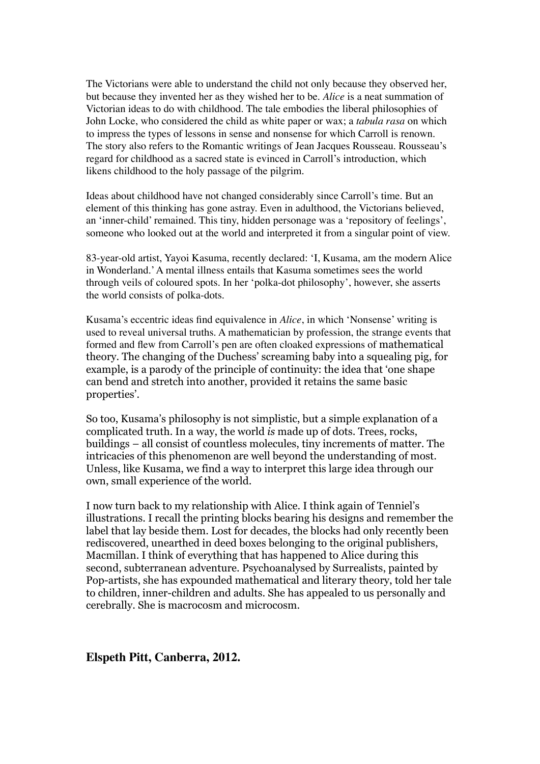The Victorians were able to understand the child not only because they observed her, but because they invented her as they wished her to be. *Alice* is a neat summation of Victorian ideas to do with childhood. The tale embodies the liberal philosophies of John Locke, who considered the child as white paper or wax; a *tabula rasa* on which to impress the types of lessons in sense and nonsense for which Carroll is renown. The story also refers to the Romantic writings of Jean Jacques Rousseau. Rousseau's regard for childhood as a sacred state is evinced in Carroll's introduction, which likens childhood to the holy passage of the pilgrim.

Ideas about childhood have not changed considerably since Carroll's time. But an element of this thinking has gone astray. Even in adulthood, the Victorians believed, an 'inner-child' remained. This tiny, hidden personage was a 'repository of feelings', someone who looked out at the world and interpreted it from a singular point of view.

83-year-old artist, Yayoi Kasuma, recently declared: 'I, Kusama, am the modern Alice in Wonderland.' A mental illness entails that Kasuma sometimes sees the world through veils of coloured spots. In her 'polka-dot philosophy', however, she asserts the world consists of polka-dots.

Kusama's eccentric ideas find equivalence in *Alice*, in which 'Nonsense' writing is used to reveal universal truths. A mathematician by profession, the strange events that formed and flew from Carroll's pen are often cloaked expressions of mathematical theory. The changing of the Duchess' screaming baby into a squealing pig, for example, is a parody of the principle of continuity: the idea that 'one shape can bend and stretch into another, provided it retains the same basic properties'.

So too, Kusama's philosophy is not simplistic, but a simple explanation of a complicated truth. In a way, the world *is* made up of dots. Trees, rocks, buildings – all consist of countless molecules, tiny increments of matter. The intricacies of this phenomenon are well beyond the understanding of most. Unless, like Kusama, we find a way to interpret this large idea through our own, small experience of the world.

I now turn back to my relationship with Alice. I think again of Tenniel's illustrations. I recall the printing blocks bearing his designs and remember the label that lay beside them. Lost for decades, the blocks had only recently been rediscovered, unearthed in deed boxes belonging to the original publishers, Macmillan. I think of everything that has happened to Alice during this second, subterranean adventure. Psychoanalysed by Surrealists, painted by Pop-artists, she has expounded mathematical and literary theory, told her tale to children, inner-children and adults. She has appealed to us personally and cerebrally. She is macrocosm and microcosm.

**Elspeth Pitt, Canberra, 2012.**